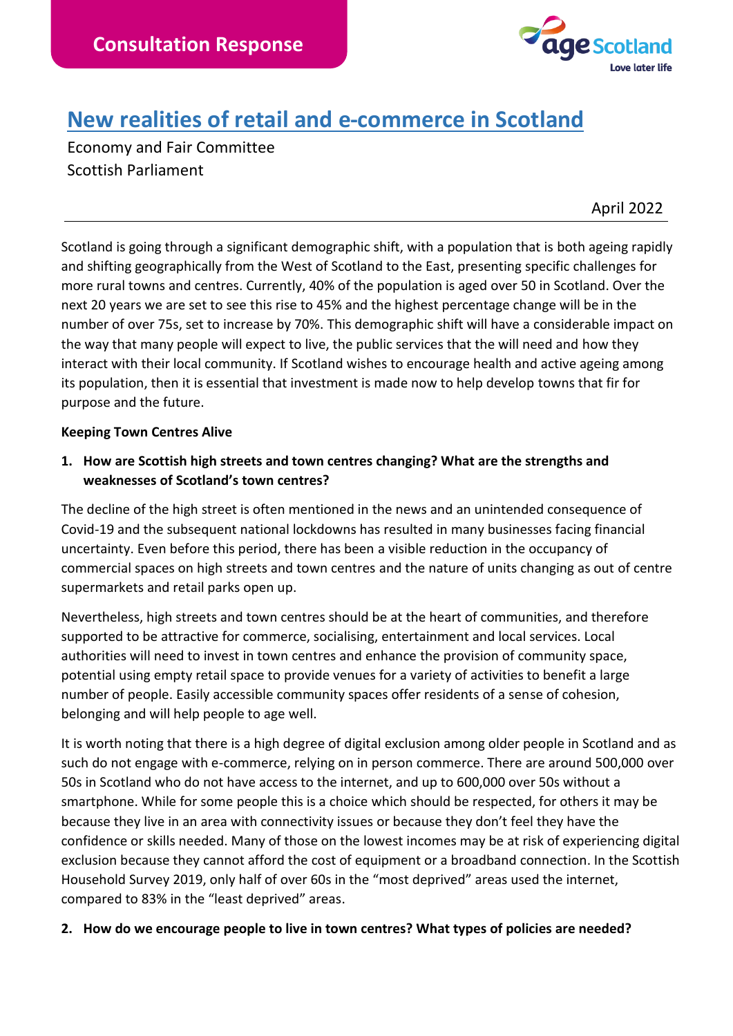Consultation Response

# New realities of retail and e-commerce in Scotland

Economy and Fair Committee
Scottish Parliament

April 2022

---

Scotland is going through a significant demographic shift, with a population that is both ageing rapidly and shifting geographically from the West of Scotland to the East, presenting specific challenges for more rural towns and centres. Currently, 40% of the population is aged over 50 in Scotland. Over the next 20 years we are set to see this rise to 45% and the highest percentage change will be in the number of over 75s, set to increase by 70%. This demographic shift will have a considerable impact on the way that many people will expect to live, the public services that the will need and how they interact with their local community. If Scotland wishes to encourage health and active ageing among its population, then it is essential that investment is made now to help develop towns that fir for purpose and the future.

**Keeping Town Centres Alive**

1. **How are Scottish high streets and town centres changing? What are the strengths and weaknesses of Scotland's town centres?**

The decline of the high street is often mentioned in the news and an unintended consequence of Covid-19 and the subsequent national lockdowns has resulted in many businesses facing financial uncertainty. Even before this period, there has been a visible reduction in the occupancy of commercial spaces on high streets and town centres and the nature of units changing as out of centre supermarkets and retail parks open up.

Nevertheless, high streets and town centres should be at the heart of communities, and therefore supported to be attractive for commerce, socialising, entertainment and local services. Local authorities will need to invest in town centres and enhance the provision of community space, potential using empty retail space to provide venues for a variety of activities to benefit a large number of people. Easily accessible community spaces offer residents of a sense of cohesion, belonging and will help people to age well.

It is worth noting that there is a high degree of digital exclusion among older people in Scotland and as such do not engage with e-commerce, relying on in person commerce. There are around 500,000 over 50s in Scotland who do not have access to the internet, and up to 600,000 over 50s without a smartphone. While for some people this is a choice which should be respected, for others it may be because they live in an area with connectivity issues or because they don't feel they have the confidence or skills needed. Many of those on the lowest incomes may be at risk of experiencing digital exclusion because they cannot afford the cost of equipment or a broadband connection. In the Scottish Household Survey 2019, only half of over 60s in the "most deprived" areas used the internet, compared to 83% in the "least deprived" areas.

2. **How do we encourage people to live in town centres? What types of policies are needed?**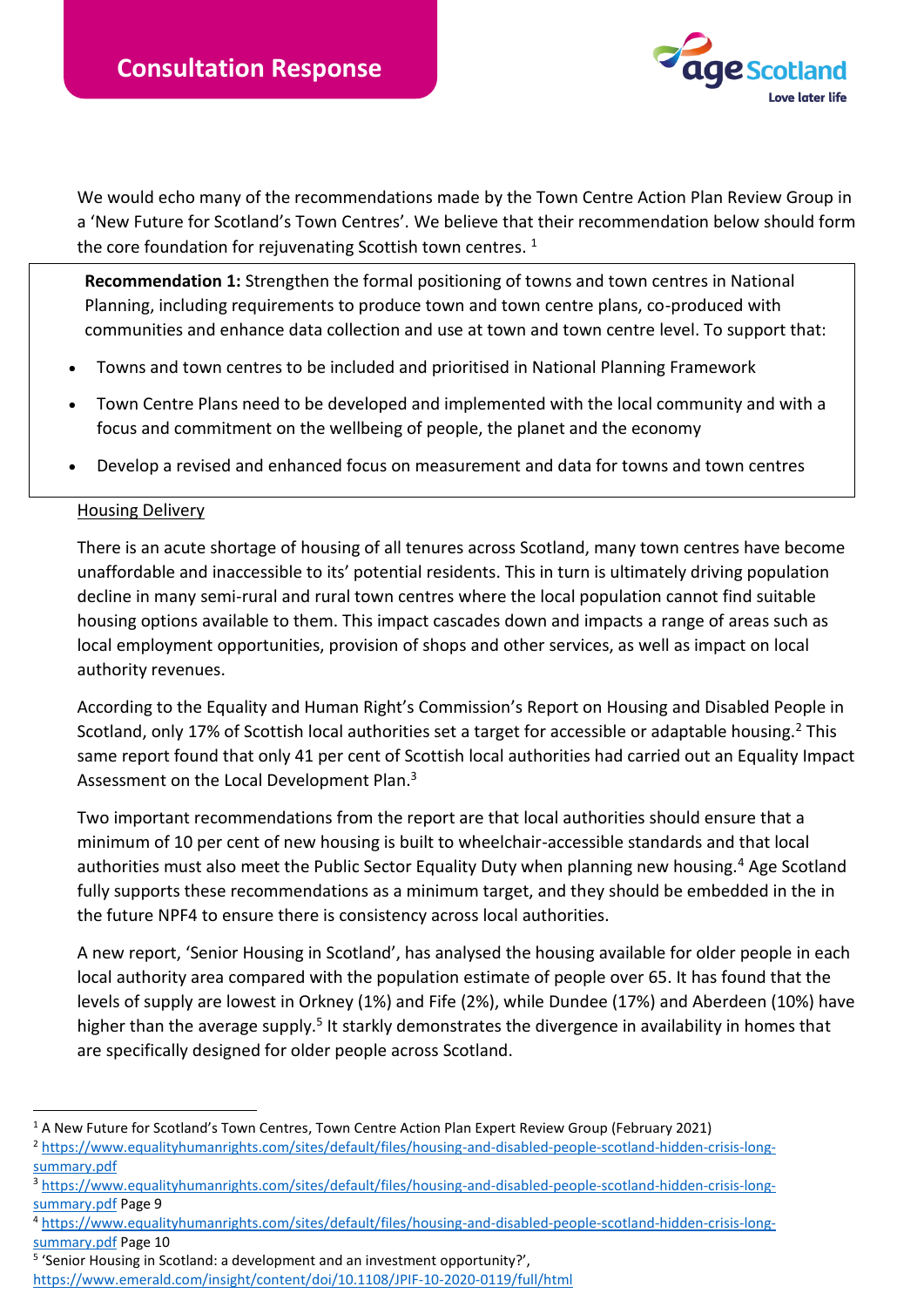We would echo many of the recommendations made by the Town Centre Action Plan Review Group in a 'New Future for Scotland's Town Centres'. We believe that their recommendation below should form the core foundation for rejuvenating Scottish town centres. [1]

> **Recommendation 1:** Strengthen the formal positioning of towns and town centres in National Planning, including requirements to produce town and town centre plans, co-produced with communities and enhance data collection and use at town and town centre level. To support that:
>
> - Towns and town centres to be included and prioritised in National Planning Framework
> - Town Centre Plans need to be developed and implemented with the local community and with a focus and commitment on the wellbeing of people, the planet and the economy
> - Develop a revised and enhanced focus on measurement and data for towns and town centres

<u>Housing Delivery</u>

There is an acute shortage of housing of all tenures across Scotland, many town centres have become unaffordable and inaccessible to its' potential residents. This in turn is ultimately driving population decline in many semi-rural and rural town centres where the local population cannot find suitable housing options available to them. This impact cascades down and impacts a range of areas such as local employment opportunities, provision of shops and other services, as well as impact on local authority revenues.

According to the Equality and Human Right's Commission's Report on Housing and Disabled People in Scotland, only 17% of Scottish local authorities set a target for accessible or adaptable housing.[2] This same report found that only 41 per cent of Scottish local authorities had carried out an Equality Impact Assessment on the Local Development Plan.[3]

Two important recommendations from the report are that local authorities should ensure that a minimum of 10 per cent of new housing is built to wheelchair-accessible standards and that local authorities must also meet the Public Sector Equality Duty when planning new housing.[4] Age Scotland fully supports these recommendations as a minimum target, and they should be embedded in the in the future NPF4 to ensure there is consistency across local authorities.

A new report, 'Senior Housing in Scotland', has analysed the housing available for older people in each local authority area compared with the population estimate of people over 65. It has found that the levels of supply are lowest in Orkney (1%) and Fife (2%), while Dundee (17%) and Aberdeen (10%) have higher than the average supply.[5] It starkly demonstrates the divergence in availability in homes that are specifically designed for older people across Scotland.

---

[1] A New Future for Scotland's Town Centres, Town Centre Action Plan Expert Review Group (February 2021)

[2] https://www.equalityhumanrights.com/sites/default/files/housing-and-disabled-people-scotland-hidden-crisis-long-summary.pdf

[3] https://www.equalityhumanrights.com/sites/default/files/housing-and-disabled-people-scotland-hidden-crisis-long-summary.pdf Page 9

[4] https://www.equalityhumanrights.com/sites/default/files/housing-and-disabled-people-scotland-hidden-crisis-long-summary.pdf Page 10

[5] 'Senior Housing in Scotland: a development and an investment opportunity?', https://www.emerald.com/insight/content/doi/10.1108/JPIF-10-2020-0119/full/html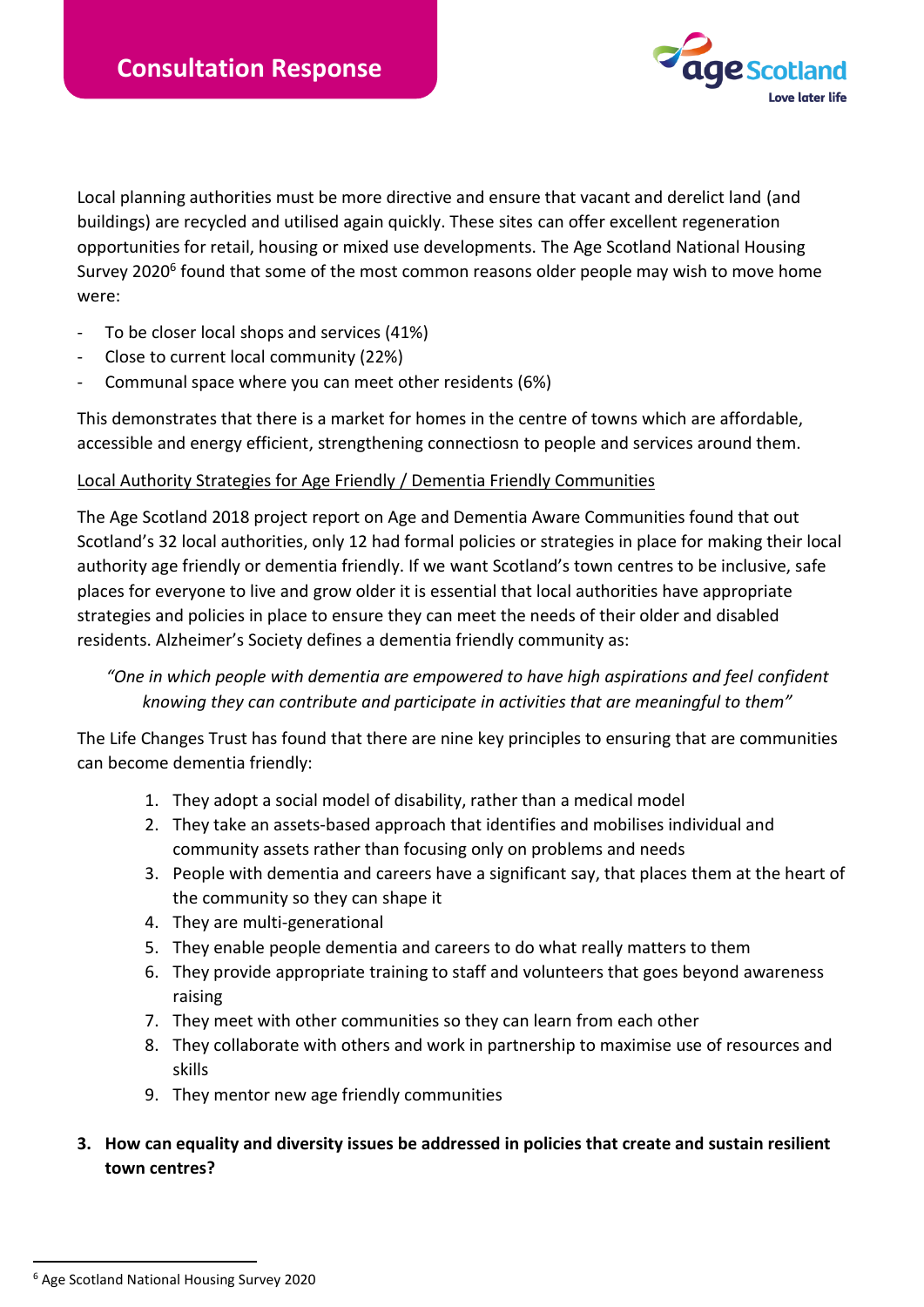Local planning authorities must be more directive and ensure that vacant and derelict land (and buildings) are recycled and utilised again quickly. These sites can offer excellent regeneration opportunities for retail, housing or mixed use developments. The Age Scotland National Housing Survey 2020[6] found that some of the most common reasons older people may wish to move home were:

- To be closer local shops and services (41%)
- Close to current local community (22%)
- Communal space where you can meet other residents (6%)

This demonstrates that there is a market for homes in the centre of towns which are affordable, accessible and energy efficient, strengthening connectiosn to people and services around them.

<u>Local Authority Strategies for Age Friendly / Dementia Friendly Communities</u>

The Age Scotland 2018 project report on Age and Dementia Aware Communities found that out Scotland's 32 local authorities, only 12 had formal policies or strategies in place for making their local authority age friendly or dementia friendly. If we want Scotland's town centres to be inclusive, safe places for everyone to live and grow older it is essential that local authorities have appropriate strategies and policies in place to ensure they can meet the needs of their older and disabled residents. Alzheimer's Society defines a dementia friendly community as:

> *"One in which people with dementia are empowered to have high aspirations and feel confident knowing they can contribute and participate in activities that are meaningful to them"*

The Life Changes Trust has found that there are nine key principles to ensuring that are communities can become dementia friendly:

1. They adopt a social model of disability, rather than a medical model
2. They take an assets-based approach that identifies and mobilises individual and community assets rather than focusing only on problems and needs
3. People with dementia and careers have a significant say, that places them at the heart of the community so they can shape it
4. They are multi-generational
5. They enable people dementia and careers to do what really matters to them
6. They provide appropriate training to staff and volunteers that goes beyond awareness raising
7. They meet with other communities so they can learn from each other
8. They collaborate with others and work in partnership to maximise use of resources and skills
9. They mentor new age friendly communities

**3. How can equality and diversity issues be addressed in policies that create and sustain resilient town centres?**

[6] Age Scotland National Housing Survey 2020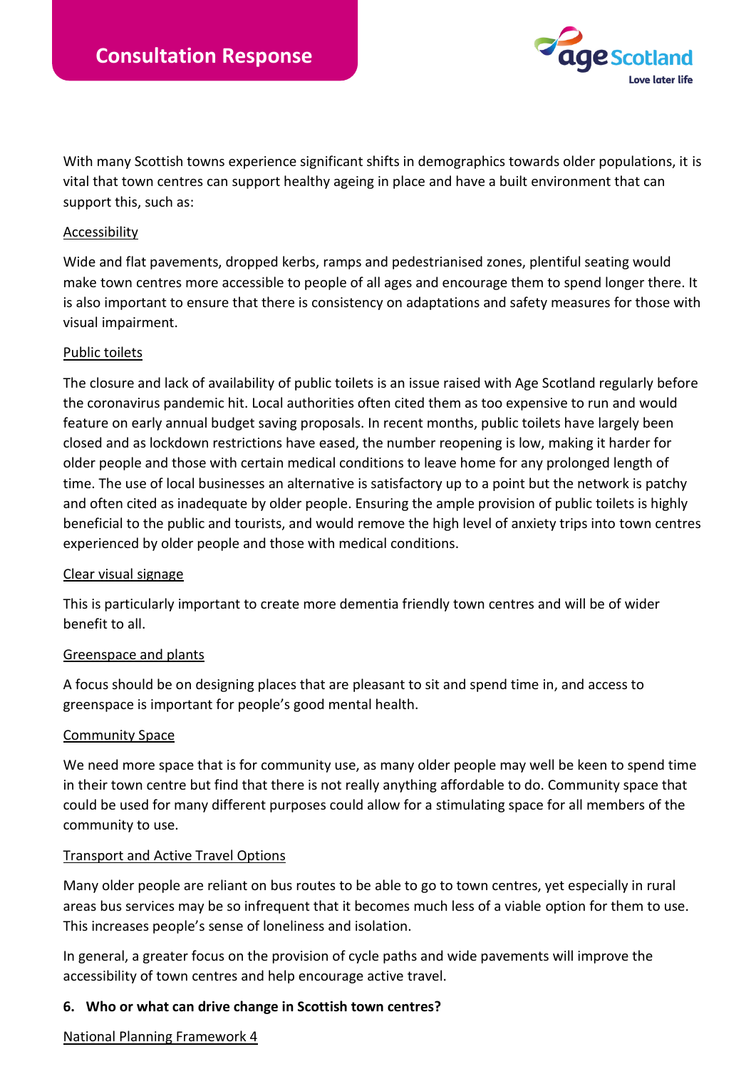With many Scottish towns experience significant shifts in demographics towards older populations, it is vital that town centres can support healthy ageing in place and have a built environment that can support this, such as:

Accessibility

Wide and flat pavements, dropped kerbs, ramps and pedestrianised zones, plentiful seating would make town centres more accessible to people of all ages and encourage them to spend longer there. It is also important to ensure that there is consistency on adaptations and safety measures for those with visual impairment.

Public toilets

The closure and lack of availability of public toilets is an issue raised with Age Scotland regularly before the coronavirus pandemic hit. Local authorities often cited them as too expensive to run and would feature on early annual budget saving proposals. In recent months, public toilets have largely been closed and as lockdown restrictions have eased, the number reopening is low, making it harder for older people and those with certain medical conditions to leave home for any prolonged length of time. The use of local businesses an alternative is satisfactory up to a point but the network is patchy and often cited as inadequate by older people. Ensuring the ample provision of public toilets is highly beneficial to the public and tourists, and would remove the high level of anxiety trips into town centres experienced by older people and those with medical conditions.

Clear visual signage

This is particularly important to create more dementia friendly town centres and will be of wider benefit to all.

Greenspace and plants

A focus should be on designing places that are pleasant to sit and spend time in, and access to greenspace is important for people's good mental health.

Community Space

We need more space that is for community use, as many older people may well be keen to spend time in their town centre but find that there is not really anything affordable to do. Community space that could be used for many different purposes could allow for a stimulating space for all members of the community to use.

Transport and Active Travel Options

Many older people are reliant on bus routes to be able to go to town centres, yet especially in rural areas bus services may be so infrequent that it becomes much less of a viable option for them to use. This increases people's sense of loneliness and isolation.

In general, a greater focus on the provision of cycle paths and wide pavements will improve the accessibility of town centres and help encourage active travel.

**6. Who or what can drive change in Scottish town centres?**

National Planning Framework 4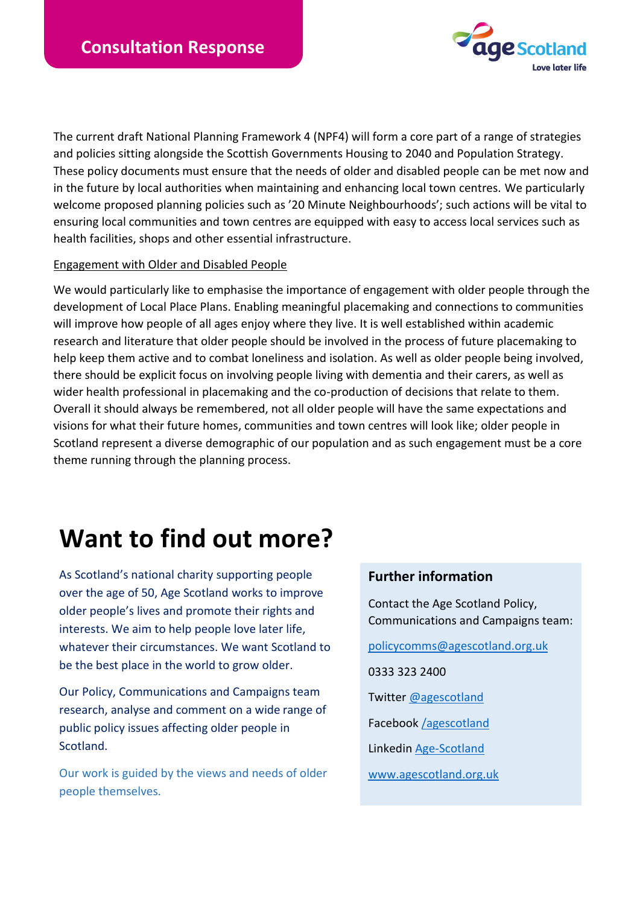The current draft National Planning Framework 4 (NPF4) will form a core part of a range of strategies and policies sitting alongside the Scottish Governments Housing to 2040 and Population Strategy. These policy documents must ensure that the needs of older and disabled people can be met now and in the future by local authorities when maintaining and enhancing local town centres. We particularly welcome proposed planning policies such as '20 Minute Neighbourhoods'; such actions will be vital to ensuring local communities and town centres are equipped with easy to access local services such as health facilities, shops and other essential infrastructure.

Engagement with Older and Disabled People

We would particularly like to emphasise the importance of engagement with older people through the development of Local Place Plans. Enabling meaningful placemaking and connections to communities will improve how people of all ages enjoy where they live. It is well established within academic research and literature that older people should be involved in the process of future placemaking to help keep them active and to combat loneliness and isolation. As well as older people being involved, there should be explicit focus on involving people living with dementia and their carers, as well as wider health professional in placemaking and the co-production of decisions that relate to them. Overall it should always be remembered, not all older people will have the same expectations and visions for what their future homes, communities and town centres will look like; older people in Scotland represent a diverse demographic of our population and as such engagement must be a core theme running through the planning process.

# Want to find out more?

As Scotland's national charity supporting people over the age of 50, Age Scotland works to improve older people's lives and promote their rights and interests. We aim to help people love later life, whatever their circumstances. We want Scotland to be the best place in the world to grow older.

Our Policy, Communications and Campaigns team research, analyse and comment on a wide range of public policy issues affecting older people in Scotland.

Our work is guided by the views and needs of older people themselves.

## Further information

Contact the Age Scotland Policy, Communications and Campaigns team:

policycomms@agescotland.org.uk

0333 323 2400

Twitter @agescotland

Facebook /agescotland

Linkedin Age-Scotland

www.agescotland.org.uk